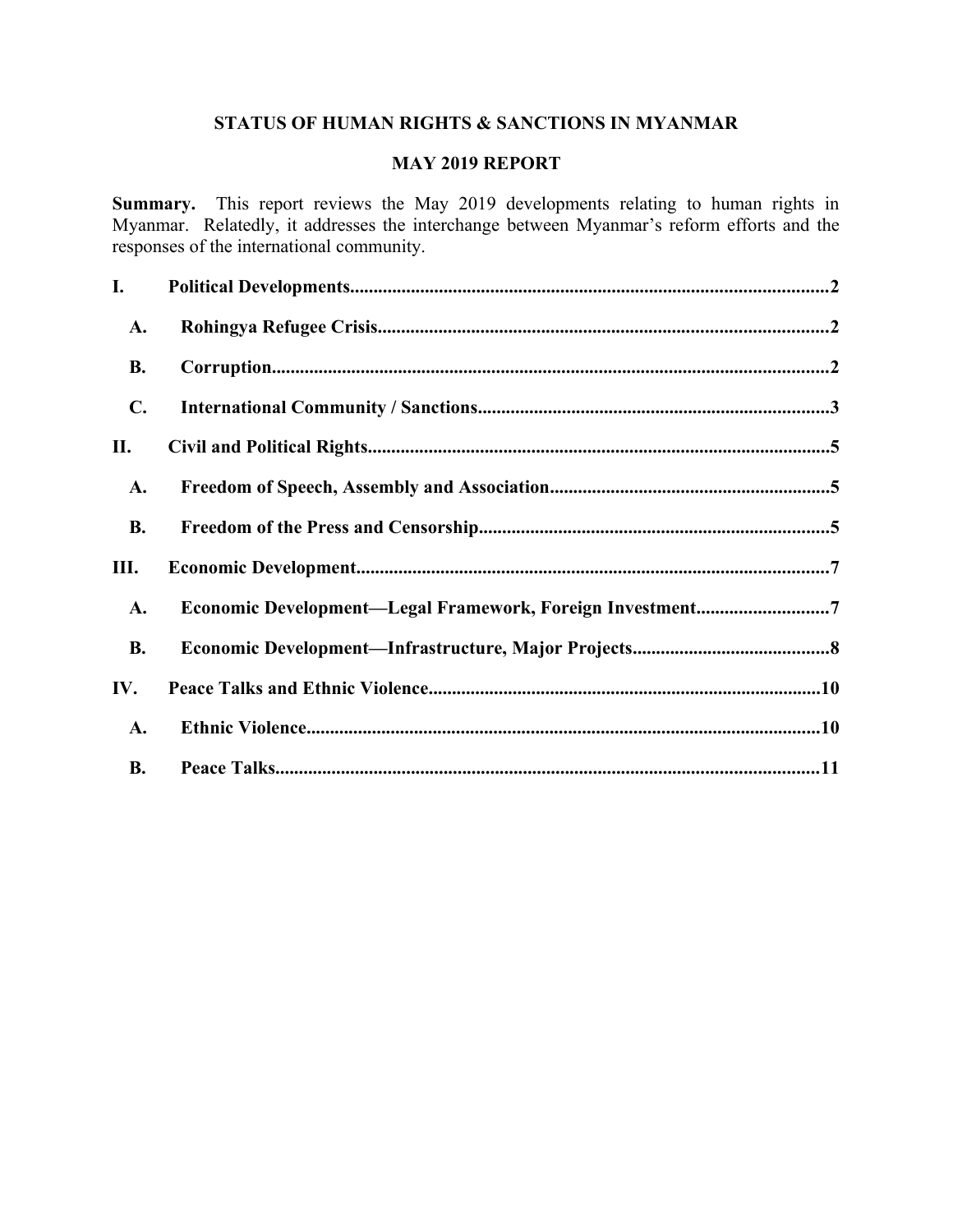# STATUS OF HUMAN RIGHTS & SANCTIONS IN MYANMAR

## MAY 2019 REPORT

**Summary.** This report reviews the May 2019 developments relating to human rights in Myanmar. Relatedly, it addresses the interchange between Myanmar's reform efforts and the responses of the international community.

**I. Political Developments** .......... 2

- **A. Rohingya Refugee Crisis** .......... 2
- **B. Corruption** .......... 2
- **C. International Community / Sanctions** .......... 3

**II. Civil and Political Rights** .......... 5

- **A. Freedom of Speech, Assembly and Association** .......... 5
- **B. Freedom of the Press and Censorship** .......... 5

**III. Economic Development** .......... 7

- **A. Economic Development—Legal Framework, Foreign Investment** .......... 7
- **B. Economic Development—Infrastructure, Major Projects** .......... 8

**IV. Peace Talks and Ethnic Violence** .......... 10

- **A. Ethnic Violence** .......... 10
- **B. Peace Talks** .......... 11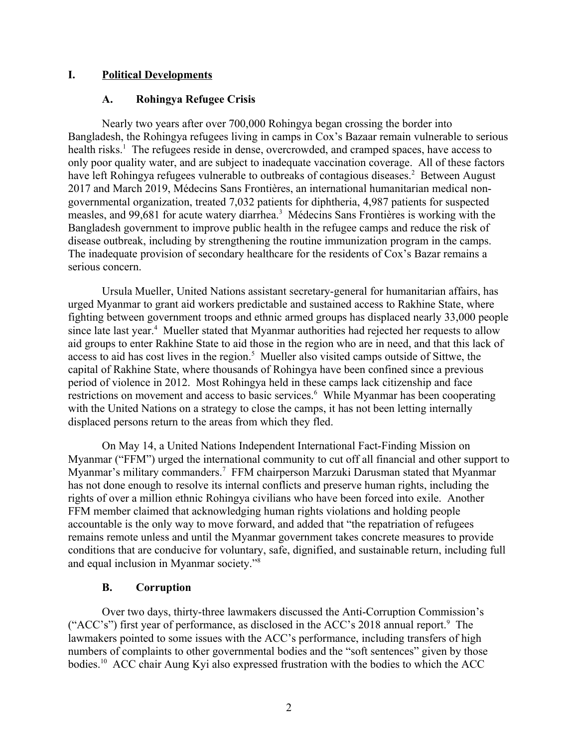# I. Political Developments

## A. Rohingya Refugee Crisis

Nearly two years after over 700,000 Rohingya began crossing the border into Bangladesh, the Rohingya refugees living in camps in Cox's Bazaar remain vulnerable to serious health risks.[1] The refugees reside in dense, overcrowded, and cramped spaces, have access to only poor quality water, and are subject to inadequate vaccination coverage. All of these factors have left Rohingya refugees vulnerable to outbreaks of contagious diseases.[2] Between August 2017 and March 2019, Médecins Sans Frontières, an international humanitarian medical non-governmental organization, treated 7,032 patients for diphtheria, 4,987 patients for suspected measles, and 99,681 for acute watery diarrhea.[3] Médecins Sans Frontières is working with the Bangladesh government to improve public health in the refugee camps and reduce the risk of disease outbreak, including by strengthening the routine immunization program in the camps. The inadequate provision of secondary healthcare for the residents of Cox's Bazar remains a serious concern.

Ursula Mueller, United Nations assistant secretary-general for humanitarian affairs, has urged Myanmar to grant aid workers predictable and sustained access to Rakhine State, where fighting between government troops and ethnic armed groups has displaced nearly 33,000 people since late last year.[4] Mueller stated that Myanmar authorities had rejected her requests to allow aid groups to enter Rakhine State to aid those in the region who are in need, and that this lack of access to aid has cost lives in the region.[5] Mueller also visited camps outside of Sittwe, the capital of Rakhine State, where thousands of Rohingya have been confined since a previous period of violence in 2012. Most Rohingya held in these camps lack citizenship and face restrictions on movement and access to basic services.[6] While Myanmar has been cooperating with the United Nations on a strategy to close the camps, it has not been letting internally displaced persons return to the areas from which they fled.

On May 14, a United Nations Independent International Fact-Finding Mission on Myanmar ("FFM") urged the international community to cut off all financial and other support to Myanmar's military commanders.[7] FFM chairperson Marzuki Darusman stated that Myanmar has not done enough to resolve its internal conflicts and preserve human rights, including the rights of over a million ethnic Rohingya civilians who have been forced into exile. Another FFM member claimed that acknowledging human rights violations and holding people accountable is the only way to move forward, and added that "the repatriation of refugees remains remote unless and until the Myanmar government takes concrete measures to provide conditions that are conducive for voluntary, safe, dignified, and sustainable return, including full and equal inclusion in Myanmar society."[8]

## B. Corruption

Over two days, thirty-three lawmakers discussed the Anti-Corruption Commission's ("ACC's") first year of performance, as disclosed in the ACC's 2018 annual report.[9] The lawmakers pointed to some issues with the ACC's performance, including transfers of high numbers of complaints to other governmental bodies and the "soft sentences" given by those bodies.[10] ACC chair Aung Kyi also expressed frustration with the bodies to which the ACC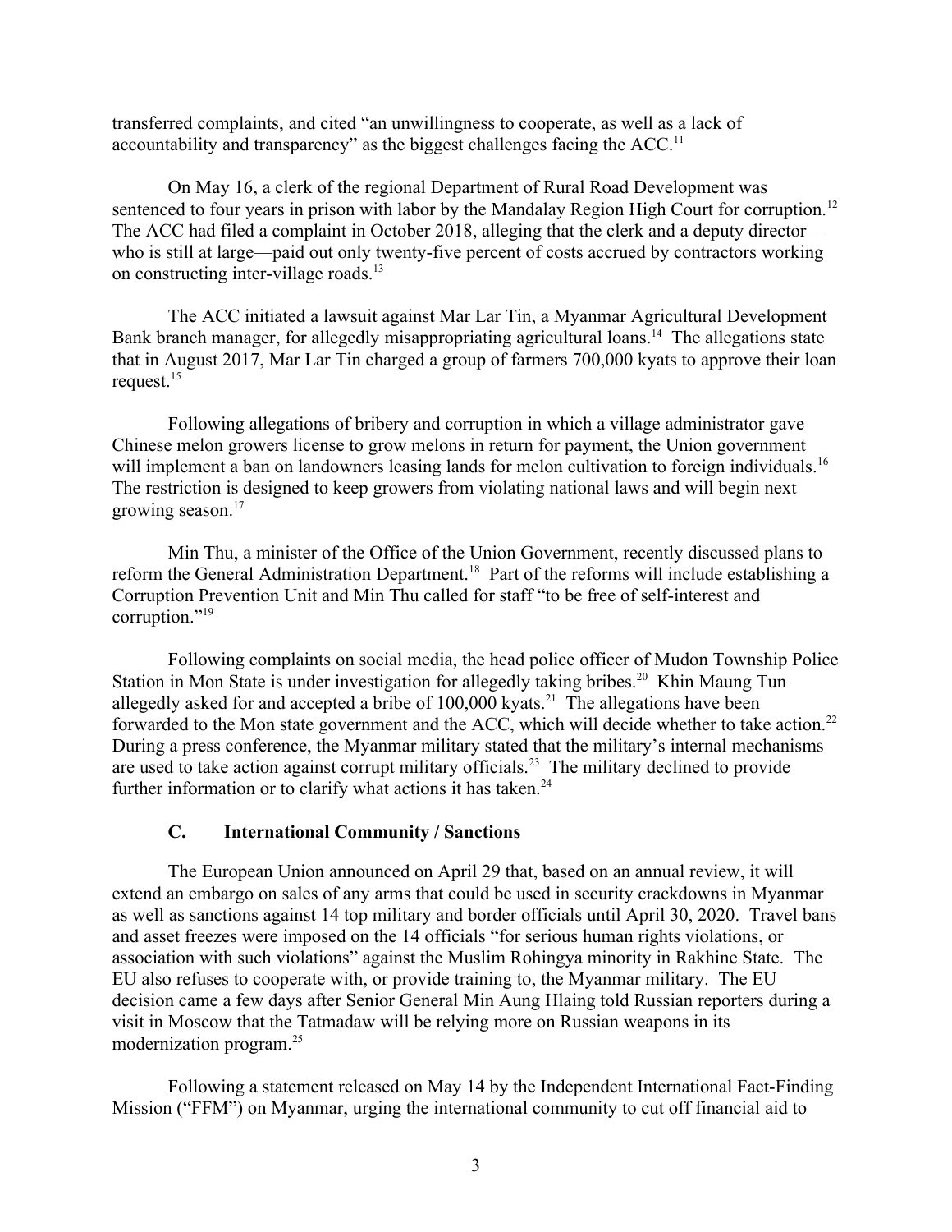transferred complaints, and cited "an unwillingness to cooperate, as well as a lack of accountability and transparency" as the biggest challenges facing the ACC.[11]

On May 16, a clerk of the regional Department of Rural Road Development was sentenced to four years in prison with labor by the Mandalay Region High Court for corruption.[12] The ACC had filed a complaint in October 2018, alleging that the clerk and a deputy director—who is still at large—paid out only twenty-five percent of costs accrued by contractors working on constructing inter-village roads.[13]

The ACC initiated a lawsuit against Mar Lar Tin, a Myanmar Agricultural Development Bank branch manager, for allegedly misappropriating agricultural loans.[14] The allegations state that in August 2017, Mar Lar Tin charged a group of farmers 700,000 kyats to approve their loan request.[15]

Following allegations of bribery and corruption in which a village administrator gave Chinese melon growers license to grow melons in return for payment, the Union government will implement a ban on landowners leasing lands for melon cultivation to foreign individuals.[16] The restriction is designed to keep growers from violating national laws and will begin next growing season.[17]

Min Thu, a minister of the Office of the Union Government, recently discussed plans to reform the General Administration Department.[18] Part of the reforms will include establishing a Corruption Prevention Unit and Min Thu called for staff "to be free of self-interest and corruption."[19]

Following complaints on social media, the head police officer of Mudon Township Police Station in Mon State is under investigation for allegedly taking bribes.[20] Khin Maung Tun allegedly asked for and accepted a bribe of 100,000 kyats.[21] The allegations have been forwarded to the Mon state government and the ACC, which will decide whether to take action.[22] During a press conference, the Myanmar military stated that the military's internal mechanisms are used to take action against corrupt military officials.[23] The military declined to provide further information or to clarify what actions it has taken.[24]

### C. International Community / Sanctions

The European Union announced on April 29 that, based on an annual review, it will extend an embargo on sales of any arms that could be used in security crackdowns in Myanmar as well as sanctions against 14 top military and border officials until April 30, 2020. Travel bans and asset freezes were imposed on the 14 officials "for serious human rights violations, or association with such violations" against the Muslim Rohingya minority in Rakhine State. The EU also refuses to cooperate with, or provide training to, the Myanmar military. The EU decision came a few days after Senior General Min Aung Hlaing told Russian reporters during a visit in Moscow that the Tatmadaw will be relying more on Russian weapons in its modernization program.[25]

Following a statement released on May 14 by the Independent International Fact-Finding Mission ("FFM") on Myanmar, urging the international community to cut off financial aid to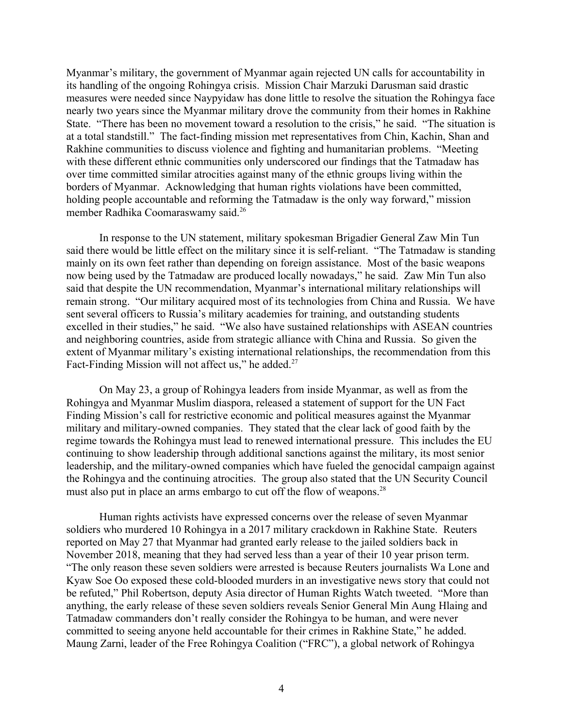Myanmar's military, the government of Myanmar again rejected UN calls for accountability in its handling of the ongoing Rohingya crisis. Mission Chair Marzuki Darusman said drastic measures were needed since Naypyidaw has done little to resolve the situation the Rohingya face nearly two years since the Myanmar military drove the community from their homes in Rakhine State. "There has been no movement toward a resolution to the crisis," he said. "The situation is at a total standstill." The fact-finding mission met representatives from Chin, Kachin, Shan and Rakhine communities to discuss violence and fighting and humanitarian problems. "Meeting with these different ethnic communities only underscored our findings that the Tatmadaw has over time committed similar atrocities against many of the ethnic groups living within the borders of Myanmar. Acknowledging that human rights violations have been committed, holding people accountable and reforming the Tatmadaw is the only way forward," mission member Radhika Coomaraswamy said.[26]

In response to the UN statement, military spokesman Brigadier General Zaw Min Tun said there would be little effect on the military since it is self-reliant. "The Tatmadaw is standing mainly on its own feet rather than depending on foreign assistance. Most of the basic weapons now being used by the Tatmadaw are produced locally nowadays," he said. Zaw Min Tun also said that despite the UN recommendation, Myanmar's international military relationships will remain strong. "Our military acquired most of its technologies from China and Russia. We have sent several officers to Russia's military academies for training, and outstanding students excelled in their studies," he said. "We also have sustained relationships with ASEAN countries and neighboring countries, aside from strategic alliance with China and Russia. So given the extent of Myanmar military's existing international relationships, the recommendation from this Fact-Finding Mission will not affect us," he added.[27]

On May 23, a group of Rohingya leaders from inside Myanmar, as well as from the Rohingya and Myanmar Muslim diaspora, released a statement of support for the UN Fact Finding Mission's call for restrictive economic and political measures against the Myanmar military and military-owned companies. They stated that the clear lack of good faith by the regime towards the Rohingya must lead to renewed international pressure. This includes the EU continuing to show leadership through additional sanctions against the military, its most senior leadership, and the military-owned companies which have fueled the genocidal campaign against the Rohingya and the continuing atrocities. The group also stated that the UN Security Council must also put in place an arms embargo to cut off the flow of weapons.[28]

Human rights activists have expressed concerns over the release of seven Myanmar soldiers who murdered 10 Rohingya in a 2017 military crackdown in Rakhine State. Reuters reported on May 27 that Myanmar had granted early release to the jailed soldiers back in November 2018, meaning that they had served less than a year of their 10 year prison term. "The only reason these seven soldiers were arrested is because Reuters journalists Wa Lone and Kyaw Soe Oo exposed these cold-blooded murders in an investigative news story that could not be refuted," Phil Robertson, deputy Asia director of Human Rights Watch tweeted. "More than anything, the early release of these seven soldiers reveals Senior General Min Aung Hlaing and Tatmadaw commanders don't really consider the Rohingya to be human, and were never committed to seeing anyone held accountable for their crimes in Rakhine State," he added. Maung Zarni, leader of the Free Rohingya Coalition ("FRC"), a global network of Rohingya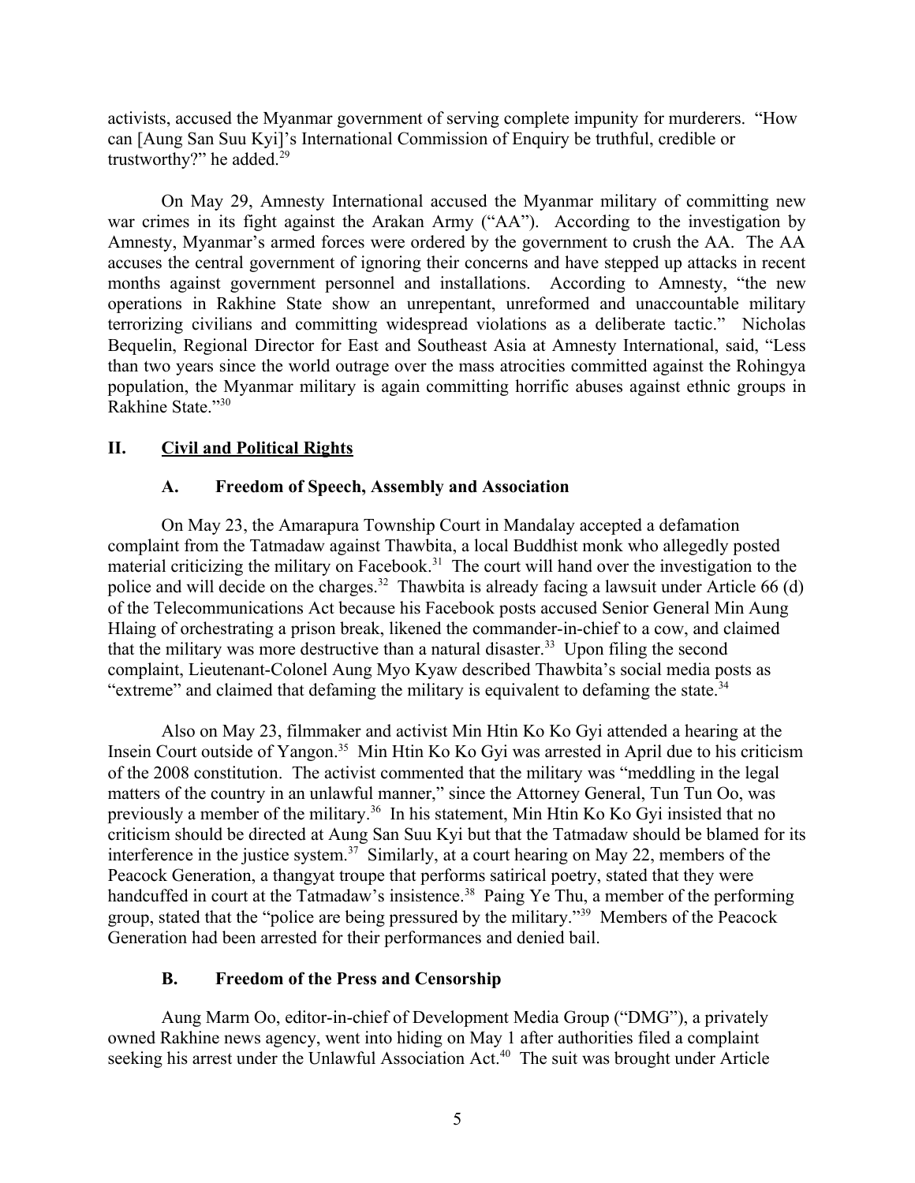activists, accused the Myanmar government of serving complete impunity for murderers. "How can [Aung San Suu Kyi]'s International Commission of Enquiry be truthful, credible or trustworthy?" he added.[29]

On May 29, Amnesty International accused the Myanmar military of committing new war crimes in its fight against the Arakan Army ("AA"). According to the investigation by Amnesty, Myanmar's armed forces were ordered by the government to crush the AA. The AA accuses the central government of ignoring their concerns and have stepped up attacks in recent months against government personnel and installations. According to Amnesty, "the new operations in Rakhine State show an unrepentant, unreformed and unaccountable military terrorizing civilians and committing widespread violations as a deliberate tactic." Nicholas Bequelin, Regional Director for East and Southeast Asia at Amnesty International, said, "Less than two years since the world outrage over the mass atrocities committed against the Rohingya population, the Myanmar military is again committing horrific abuses against ethnic groups in Rakhine State."[30]

## II. Civil and Political Rights

### A. Freedom of Speech, Assembly and Association

On May 23, the Amarapura Township Court in Mandalay accepted a defamation complaint from the Tatmadaw against Thawbita, a local Buddhist monk who allegedly posted material criticizing the military on Facebook.[31] The court will hand over the investigation to the police and will decide on the charges.[32] Thawbita is already facing a lawsuit under Article 66 (d) of the Telecommunications Act because his Facebook posts accused Senior General Min Aung Hlaing of orchestrating a prison break, likened the commander-in-chief to a cow, and claimed that the military was more destructive than a natural disaster.[33] Upon filing the second complaint, Lieutenant-Colonel Aung Myo Kyaw described Thawbita's social media posts as "extreme" and claimed that defaming the military is equivalent to defaming the state.[34]

Also on May 23, filmmaker and activist Min Htin Ko Ko Gyi attended a hearing at the Insein Court outside of Yangon.[35] Min Htin Ko Ko Gyi was arrested in April due to his criticism of the 2008 constitution. The activist commented that the military was "meddling in the legal matters of the country in an unlawful manner," since the Attorney General, Tun Tun Oo, was previously a member of the military.[36] In his statement, Min Htin Ko Ko Gyi insisted that no criticism should be directed at Aung San Suu Kyi but that the Tatmadaw should be blamed for its interference in the justice system.[37] Similarly, at a court hearing on May 22, members of the Peacock Generation, a thangyat troupe that performs satirical poetry, stated that they were handcuffed in court at the Tatmadaw's insistence.[38] Paing Ye Thu, a member of the performing group, stated that the "police are being pressured by the military."[39] Members of the Peacock Generation had been arrested for their performances and denied bail.

### B. Freedom of the Press and Censorship

Aung Marm Oo, editor-in-chief of Development Media Group ("DMG"), a privately owned Rakhine news agency, went into hiding on May 1 after authorities filed a complaint seeking his arrest under the Unlawful Association Act.[40] The suit was brought under Article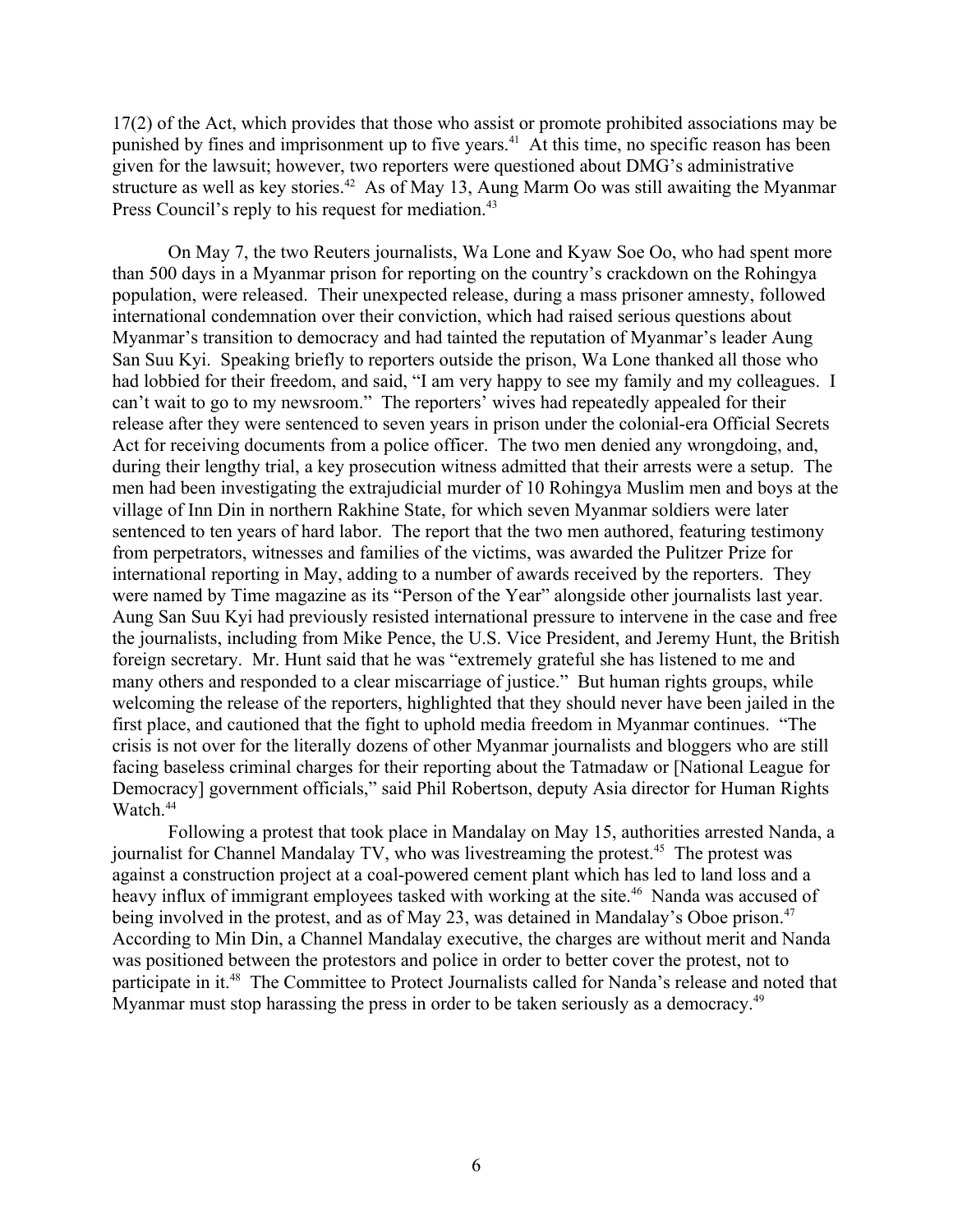17(2) of the Act, which provides that those who assist or promote prohibited associations may be punished by fines and imprisonment up to five years.[41] At this time, no specific reason has been given for the lawsuit; however, two reporters were questioned about DMG's administrative structure as well as key stories.[42] As of May 13, Aung Marm Oo was still awaiting the Myanmar Press Council's reply to his request for mediation.[43]

On May 7, the two Reuters journalists, Wa Lone and Kyaw Soe Oo, who had spent more than 500 days in a Myanmar prison for reporting on the country's crackdown on the Rohingya population, were released. Their unexpected release, during a mass prisoner amnesty, followed international condemnation over their conviction, which had raised serious questions about Myanmar's transition to democracy and had tainted the reputation of Myanmar's leader Aung San Suu Kyi. Speaking briefly to reporters outside the prison, Wa Lone thanked all those who had lobbied for their freedom, and said, "I am very happy to see my family and my colleagues. I can't wait to go to my newsroom." The reporters' wives had repeatedly appealed for their release after they were sentenced to seven years in prison under the colonial-era Official Secrets Act for receiving documents from a police officer. The two men denied any wrongdoing, and, during their lengthy trial, a key prosecution witness admitted that their arrests were a setup. The men had been investigating the extrajudicial murder of 10 Rohingya Muslim men and boys at the village of Inn Din in northern Rakhine State, for which seven Myanmar soldiers were later sentenced to ten years of hard labor. The report that the two men authored, featuring testimony from perpetrators, witnesses and families of the victims, was awarded the Pulitzer Prize for international reporting in May, adding to a number of awards received by the reporters. They were named by Time magazine as its "Person of the Year" alongside other journalists last year. Aung San Suu Kyi had previously resisted international pressure to intervene in the case and free the journalists, including from Mike Pence, the U.S. Vice President, and Jeremy Hunt, the British foreign secretary. Mr. Hunt said that he was "extremely grateful she has listened to me and many others and responded to a clear miscarriage of justice." But human rights groups, while welcoming the release of the reporters, highlighted that they should never have been jailed in the first place, and cautioned that the fight to uphold media freedom in Myanmar continues. "The crisis is not over for the literally dozens of other Myanmar journalists and bloggers who are still facing baseless criminal charges for their reporting about the Tatmadaw or [National League for Democracy] government officials," said Phil Robertson, deputy Asia director for Human Rights Watch.[44]

Following a protest that took place in Mandalay on May 15, authorities arrested Nanda, a journalist for Channel Mandalay TV, who was livestreaming the protest.[45] The protest was against a construction project at a coal-powered cement plant which has led to land loss and a heavy influx of immigrant employees tasked with working at the site.[46] Nanda was accused of being involved in the protest, and as of May 23, was detained in Mandalay's Oboe prison.[47] According to Min Din, a Channel Mandalay executive, the charges are without merit and Nanda was positioned between the protestors and police in order to better cover the protest, not to participate in it.[48] The Committee to Protect Journalists called for Nanda's release and noted that Myanmar must stop harassing the press in order to be taken seriously as a democracy.[49]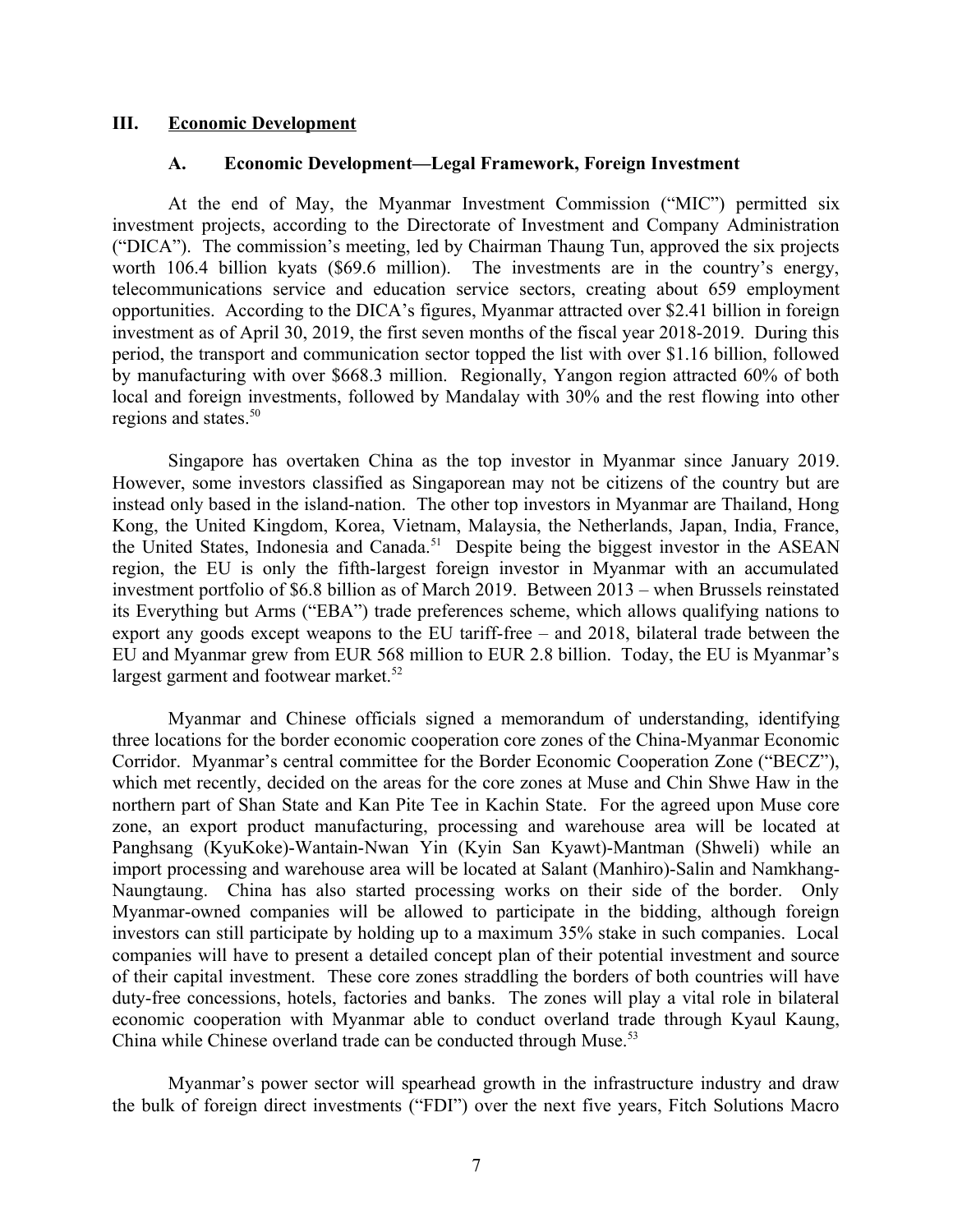## III. Economic Development

### A. Economic Development—Legal Framework, Foreign Investment

At the end of May, the Myanmar Investment Commission ("MIC") permitted six investment projects, according to the Directorate of Investment and Company Administration ("DICA"). The commission's meeting, led by Chairman Thaung Tun, approved the six projects worth 106.4 billion kyats ($69.6 million). The investments are in the country's energy, telecommunications service and education service sectors, creating about 659 employment opportunities. According to the DICA's figures, Myanmar attracted over $2.41 billion in foreign investment as of April 30, 2019, the first seven months of the fiscal year 2018-2019. During this period, the transport and communication sector topped the list with over $1.16 billion, followed by manufacturing with over $668.3 million. Regionally, Yangon region attracted 60% of both local and foreign investments, followed by Mandalay with 30% and the rest flowing into other regions and states.[50]

Singapore has overtaken China as the top investor in Myanmar since January 2019. However, some investors classified as Singaporean may not be citizens of the country but are instead only based in the island-nation. The other top investors in Myanmar are Thailand, Hong Kong, the United Kingdom, Korea, Vietnam, Malaysia, the Netherlands, Japan, India, France, the United States, Indonesia and Canada.[51] Despite being the biggest investor in the ASEAN region, the EU is only the fifth-largest foreign investor in Myanmar with an accumulated investment portfolio of $6.8 billion as of March 2019. Between 2013 – when Brussels reinstated its Everything but Arms ("EBA") trade preferences scheme, which allows qualifying nations to export any goods except weapons to the EU tariff-free – and 2018, bilateral trade between the EU and Myanmar grew from EUR 568 million to EUR 2.8 billion. Today, the EU is Myanmar's largest garment and footwear market.[52]

Myanmar and Chinese officials signed a memorandum of understanding, identifying three locations for the border economic cooperation core zones of the China-Myanmar Economic Corridor. Myanmar's central committee for the Border Economic Cooperation Zone ("BECZ"), which met recently, decided on the areas for the core zones at Muse and Chin Shwe Haw in the northern part of Shan State and Kan Pite Tee in Kachin State. For the agreed upon Muse core zone, an export product manufacturing, processing and warehouse area will be located at Panghsang (KyuKoke)-Wantain-Nwan Yin (Kyin San Kyawt)-Mantman (Shweli) while an import processing and warehouse area will be located at Salant (Manhiro)-Salin and Namkhang-Naungtaung. China has also started processing works on their side of the border. Only Myanmar-owned companies will be allowed to participate in the bidding, although foreign investors can still participate by holding up to a maximum 35% stake in such companies. Local companies will have to present a detailed concept plan of their potential investment and source of their capital investment. These core zones straddling the borders of both countries will have duty-free concessions, hotels, factories and banks. The zones will play a vital role in bilateral economic cooperation with Myanmar able to conduct overland trade through Kyaul Kaung, China while Chinese overland trade can be conducted through Muse.[53]

Myanmar's power sector will spearhead growth in the infrastructure industry and draw the bulk of foreign direct investments ("FDI") over the next five years, Fitch Solutions Macro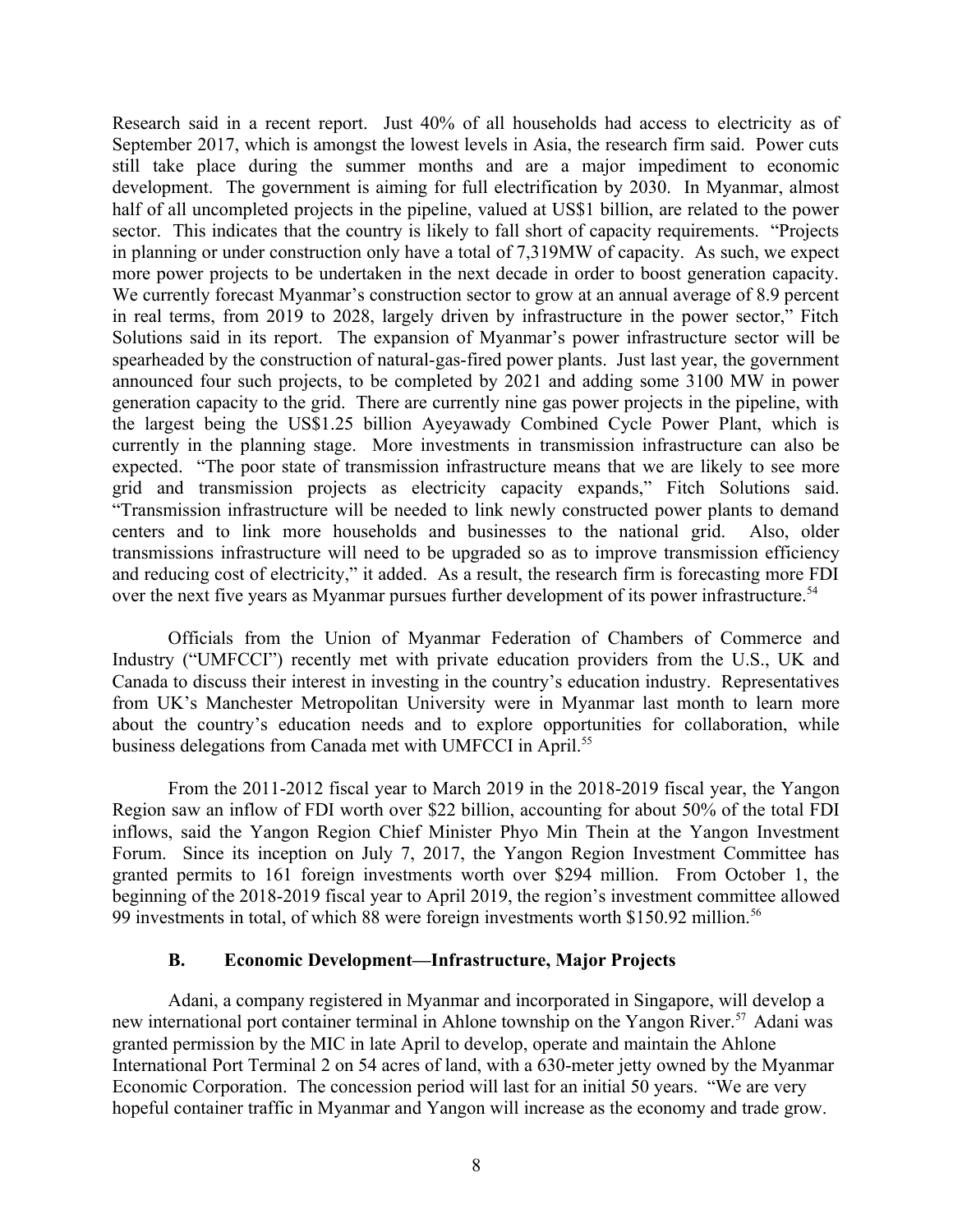Research said in a recent report. Just 40% of all households had access to electricity as of September 2017, which is amongst the lowest levels in Asia, the research firm said. Power cuts still take place during the summer months and are a major impediment to economic development. The government is aiming for full electrification by 2030. In Myanmar, almost half of all uncompleted projects in the pipeline, valued at US$1 billion, are related to the power sector. This indicates that the country is likely to fall short of capacity requirements. "Projects in planning or under construction only have a total of 7,319MW of capacity. As such, we expect more power projects to be undertaken in the next decade in order to boost generation capacity. We currently forecast Myanmar's construction sector to grow at an annual average of 8.9 percent in real terms, from 2019 to 2028, largely driven by infrastructure in the power sector," Fitch Solutions said in its report. The expansion of Myanmar's power infrastructure sector will be spearheaded by the construction of natural-gas-fired power plants. Just last year, the government announced four such projects, to be completed by 2021 and adding some 3100 MW in power generation capacity to the grid. There are currently nine gas power projects in the pipeline, with the largest being the US$1.25 billion Ayeyawady Combined Cycle Power Plant, which is currently in the planning stage. More investments in transmission infrastructure can also be expected. "The poor state of transmission infrastructure means that we are likely to see more grid and transmission projects as electricity capacity expands," Fitch Solutions said. "Transmission infrastructure will be needed to link newly constructed power plants to demand centers and to link more households and businesses to the national grid. Also, older transmissions infrastructure will need to be upgraded so as to improve transmission efficiency and reducing cost of electricity," it added. As a result, the research firm is forecasting more FDI over the next five years as Myanmar pursues further development of its power infrastructure.[54]

Officials from the Union of Myanmar Federation of Chambers of Commerce and Industry ("UMFCCI") recently met with private education providers from the U.S., UK and Canada to discuss their interest in investing in the country's education industry. Representatives from UK's Manchester Metropolitan University were in Myanmar last month to learn more about the country's education needs and to explore opportunities for collaboration, while business delegations from Canada met with UMFCCI in April.[55]

From the 2011-2012 fiscal year to March 2019 in the 2018-2019 fiscal year, the Yangon Region saw an inflow of FDI worth over $22 billion, accounting for about 50% of the total FDI inflows, said the Yangon Region Chief Minister Phyo Min Thein at the Yangon Investment Forum. Since its inception on July 7, 2017, the Yangon Region Investment Committee has granted permits to 161 foreign investments worth over $294 million. From October 1, the beginning of the 2018-2019 fiscal year to April 2019, the region's investment committee allowed 99 investments in total, of which 88 were foreign investments worth $150.92 million.[56]

### B. Economic Development—Infrastructure, Major Projects

Adani, a company registered in Myanmar and incorporated in Singapore, will develop a new international port container terminal in Ahlone township on the Yangon River.[57] Adani was granted permission by the MIC in late April to develop, operate and maintain the Ahlone International Port Terminal 2 on 54 acres of land, with a 630-meter jetty owned by the Myanmar Economic Corporation. The concession period will last for an initial 50 years. "We are very hopeful container traffic in Myanmar and Yangon will increase as the economy and trade grow.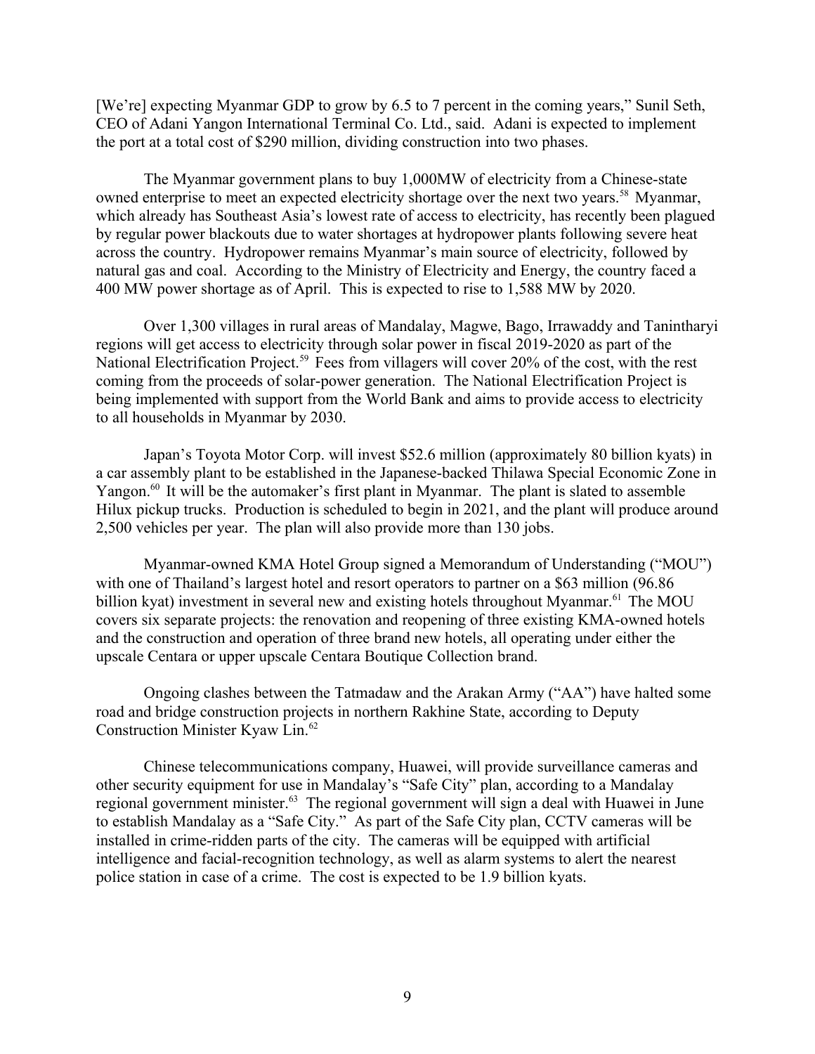[We're] expecting Myanmar GDP to grow by 6.5 to 7 percent in the coming years," Sunil Seth, CEO of Adani Yangon International Terminal Co. Ltd., said. Adani is expected to implement the port at a total cost of $290 million, dividing construction into two phases.

The Myanmar government plans to buy 1,000MW of electricity from a Chinese-state owned enterprise to meet an expected electricity shortage over the next two years.[58] Myanmar, which already has Southeast Asia's lowest rate of access to electricity, has recently been plagued by regular power blackouts due to water shortages at hydropower plants following severe heat across the country. Hydropower remains Myanmar's main source of electricity, followed by natural gas and coal. According to the Ministry of Electricity and Energy, the country faced a 400 MW power shortage as of April. This is expected to rise to 1,588 MW by 2020.

Over 1,300 villages in rural areas of Mandalay, Magwe, Bago, Irrawaddy and Tanintharyi regions will get access to electricity through solar power in fiscal 2019-2020 as part of the National Electrification Project.[59] Fees from villagers will cover 20% of the cost, with the rest coming from the proceeds of solar-power generation. The National Electrification Project is being implemented with support from the World Bank and aims to provide access to electricity to all households in Myanmar by 2030.

Japan's Toyota Motor Corp. will invest $52.6 million (approximately 80 billion kyats) in a car assembly plant to be established in the Japanese-backed Thilawa Special Economic Zone in Yangon.[60] It will be the automaker's first plant in Myanmar. The plant is slated to assemble Hilux pickup trucks. Production is scheduled to begin in 2021, and the plant will produce around 2,500 vehicles per year. The plan will also provide more than 130 jobs.

Myanmar-owned KMA Hotel Group signed a Memorandum of Understanding ("MOU") with one of Thailand's largest hotel and resort operators to partner on a $63 million (96.86 billion kyat) investment in several new and existing hotels throughout Myanmar.[61] The MOU covers six separate projects: the renovation and reopening of three existing KMA-owned hotels and the construction and operation of three brand new hotels, all operating under either the upscale Centara or upper upscale Centara Boutique Collection brand.

Ongoing clashes between the Tatmadaw and the Arakan Army ("AA") have halted some road and bridge construction projects in northern Rakhine State, according to Deputy Construction Minister Kyaw Lin.[62]

Chinese telecommunications company, Huawei, will provide surveillance cameras and other security equipment for use in Mandalay's "Safe City" plan, according to a Mandalay regional government minister.[63] The regional government will sign a deal with Huawei in June to establish Mandalay as a "Safe City." As part of the Safe City plan, CCTV cameras will be installed in crime-ridden parts of the city. The cameras will be equipped with artificial intelligence and facial-recognition technology, as well as alarm systems to alert the nearest police station in case of a crime. The cost is expected to be 1.9 billion kyats.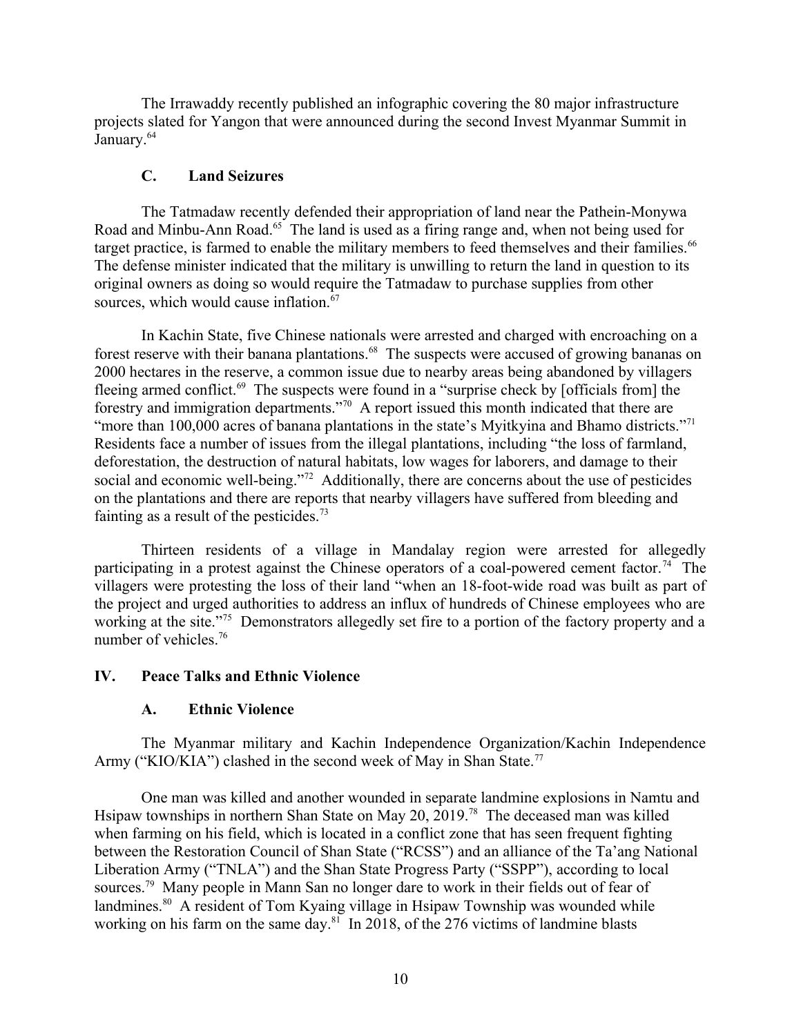The Irrawaddy recently published an infographic covering the 80 major infrastructure projects slated for Yangon that were announced during the second Invest Myanmar Summit in January.[64]

### C. Land Seizures

The Tatmadaw recently defended their appropriation of land near the Pathein-Monywa Road and Minbu-Ann Road.[65] The land is used as a firing range and, when not being used for target practice, is farmed to enable the military members to feed themselves and their families.[66] The defense minister indicated that the military is unwilling to return the land in question to its original owners as doing so would require the Tatmadaw to purchase supplies from other sources, which would cause inflation.[67]

In Kachin State, five Chinese nationals were arrested and charged with encroaching on a forest reserve with their banana plantations.[68] The suspects were accused of growing bananas on 2000 hectares in the reserve, a common issue due to nearby areas being abandoned by villagers fleeing armed conflict.[69] The suspects were found in a "surprise check by [officials from] the forestry and immigration departments."[70] A report issued this month indicated that there are "more than 100,000 acres of banana plantations in the state's Myitkyina and Bhamo districts."[71] Residents face a number of issues from the illegal plantations, including "the loss of farmland, deforestation, the destruction of natural habitats, low wages for laborers, and damage to their social and economic well-being."[72] Additionally, there are concerns about the use of pesticides on the plantations and there are reports that nearby villagers have suffered from bleeding and fainting as a result of the pesticides.[73]

Thirteen residents of a village in Mandalay region were arrested for allegedly participating in a protest against the Chinese operators of a coal-powered cement factor.[74] The villagers were protesting the loss of their land "when an 18-foot-wide road was built as part of the project and urged authorities to address an influx of hundreds of Chinese employees who are working at the site."[75] Demonstrators allegedly set fire to a portion of the factory property and a number of vehicles.[76]

## IV. Peace Talks and Ethnic Violence

### A. Ethnic Violence

The Myanmar military and Kachin Independence Organization/Kachin Independence Army ("KIO/KIA") clashed in the second week of May in Shan State.[77]

One man was killed and another wounded in separate landmine explosions in Namtu and Hsipaw townships in northern Shan State on May 20, 2019.[78] The deceased man was killed when farming on his field, which is located in a conflict zone that has seen frequent fighting between the Restoration Council of Shan State ("RCSS") and an alliance of the Ta'ang National Liberation Army ("TNLA") and the Shan State Progress Party ("SSPP"), according to local sources.[79] Many people in Mann San no longer dare to work in their fields out of fear of landmines.[80] A resident of Tom Kyaing village in Hsipaw Township was wounded while working on his farm on the same day.[81] In 2018, of the 276 victims of landmine blasts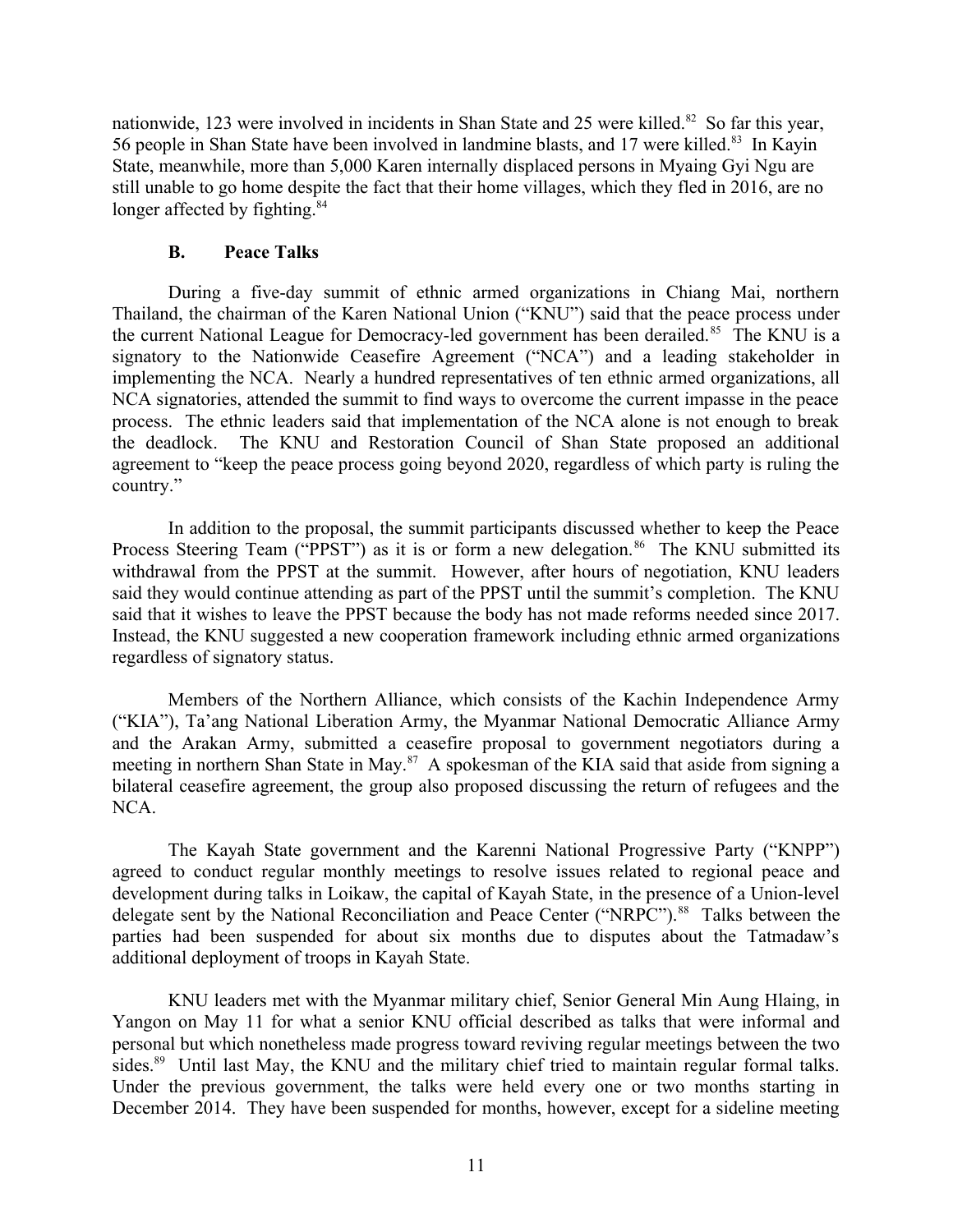nationwide, 123 were involved in incidents in Shan State and 25 were killed.[82] So far this year, 56 people in Shan State have been involved in landmine blasts, and 17 were killed.[83] In Kayin State, meanwhile, more than 5,000 Karen internally displaced persons in Myaing Gyi Ngu are still unable to go home despite the fact that their home villages, which they fled in 2016, are no longer affected by fighting.[84]

### B. Peace Talks

During a five-day summit of ethnic armed organizations in Chiang Mai, northern Thailand, the chairman of the Karen National Union ("KNU") said that the peace process under the current National League for Democracy-led government has been derailed.[85] The KNU is a signatory to the Nationwide Ceasefire Agreement ("NCA") and a leading stakeholder in implementing the NCA. Nearly a hundred representatives of ten ethnic armed organizations, all NCA signatories, attended the summit to find ways to overcome the current impasse in the peace process. The ethnic leaders said that implementation of the NCA alone is not enough to break the deadlock. The KNU and Restoration Council of Shan State proposed an additional agreement to "keep the peace process going beyond 2020, regardless of which party is ruling the country."

In addition to the proposal, the summit participants discussed whether to keep the Peace Process Steering Team ("PPST") as it is or form a new delegation.[86] The KNU submitted its withdrawal from the PPST at the summit. However, after hours of negotiation, KNU leaders said they would continue attending as part of the PPST until the summit's completion. The KNU said that it wishes to leave the PPST because the body has not made reforms needed since 2017. Instead, the KNU suggested a new cooperation framework including ethnic armed organizations regardless of signatory status.

Members of the Northern Alliance, which consists of the Kachin Independence Army ("KIA"), Ta'ang National Liberation Army, the Myanmar National Democratic Alliance Army and the Arakan Army, submitted a ceasefire proposal to government negotiators during a meeting in northern Shan State in May.[87] A spokesman of the KIA said that aside from signing a bilateral ceasefire agreement, the group also proposed discussing the return of refugees and the NCA.

The Kayah State government and the Karenni National Progressive Party ("KNPP") agreed to conduct regular monthly meetings to resolve issues related to regional peace and development during talks in Loikaw, the capital of Kayah State, in the presence of a Union-level delegate sent by the National Reconciliation and Peace Center ("NRPC").[88] Talks between the parties had been suspended for about six months due to disputes about the Tatmadaw's additional deployment of troops in Kayah State.

KNU leaders met with the Myanmar military chief, Senior General Min Aung Hlaing, in Yangon on May 11 for what a senior KNU official described as talks that were informal and personal but which nonetheless made progress toward reviving regular meetings between the two sides.[89] Until last May, the KNU and the military chief tried to maintain regular formal talks. Under the previous government, the talks were held every one or two months starting in December 2014. They have been suspended for months, however, except for a sideline meeting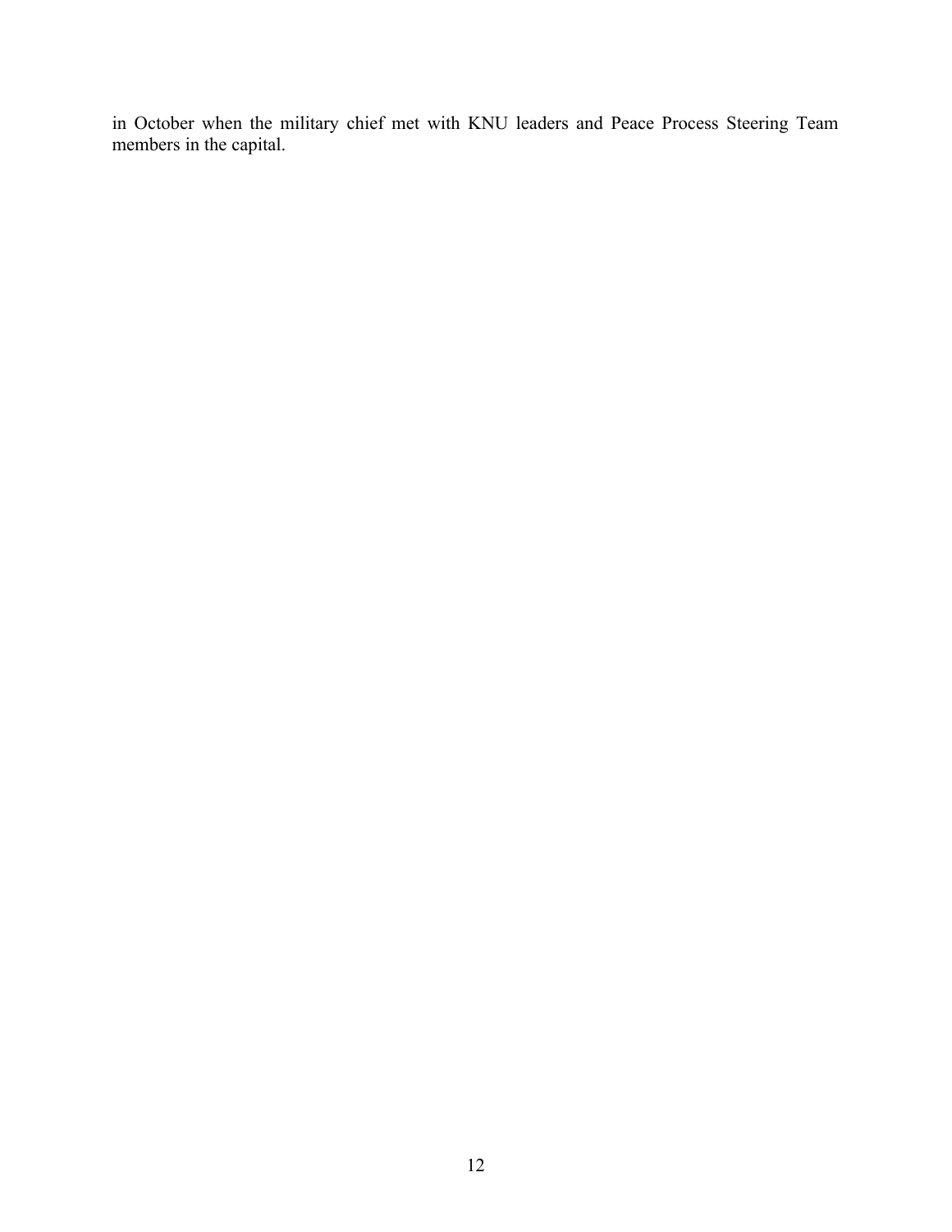in October when the military chief met with KNU leaders and Peace Process Steering Team members in the capital.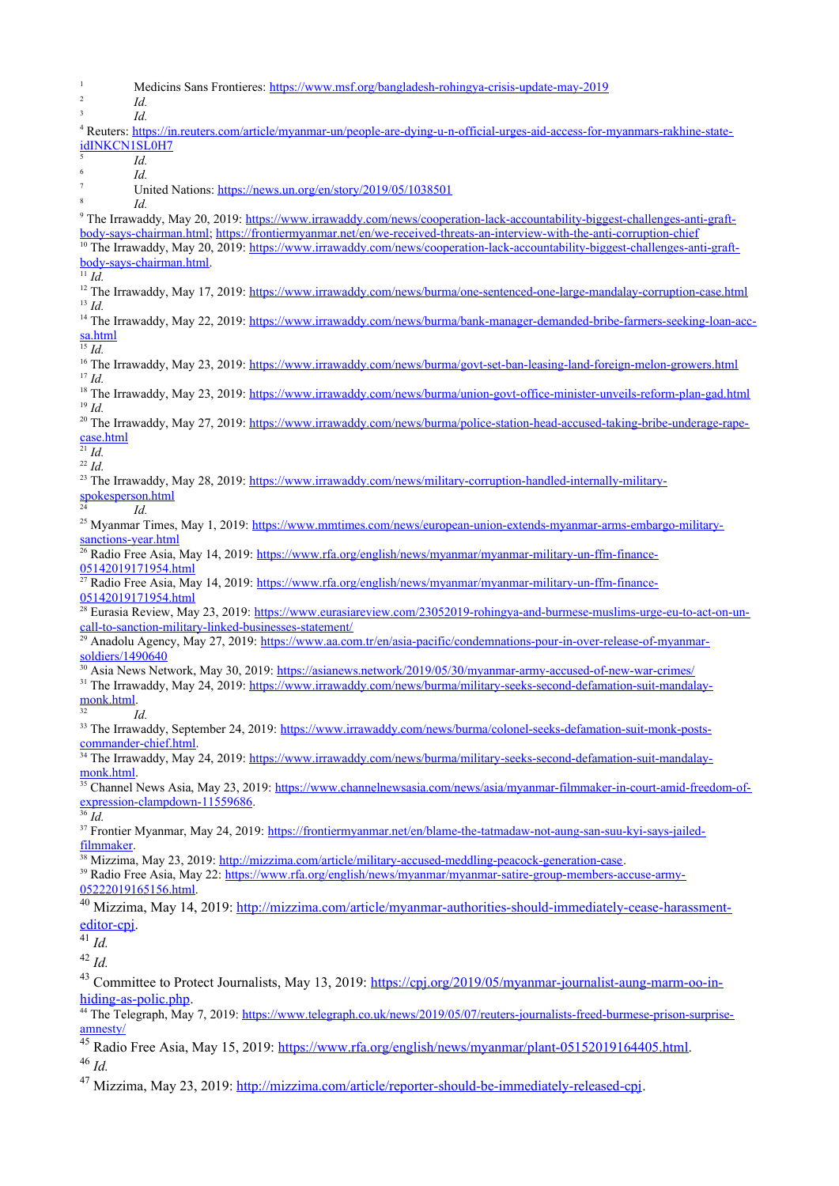[1] Medicins Sans Frontieres: https://www.msf.org/bangladesh-rohingya-crisis-update-may-2019

[2] *Id.*

[3] *Id.*

[4] Reuters: https://in.reuters.com/article/myanmar-un/people-are-dying-u-n-official-urges-aid-access-for-myanmars-rakhine-state-idINKCN1SL0H7

[5] *Id.*

[6] *Id.*

[7] United Nations: https://news.un.org/en/story/2019/05/1038501

[8] *Id.*

[9] The Irrawaddy, May 20, 2019: https://www.irrawaddy.com/news/cooperation-lack-accountability-biggest-challenges-anti-graft-body-says-chairman.html; https://frontiermyanmar.net/en/we-received-threats-an-interview-with-the-anti-corruption-chief

[10] The Irrawaddy, May 20, 2019: https://www.irrawaddy.com/news/cooperation-lack-accountability-biggest-challenges-anti-graft-body-says-chairman.html.

[11] *Id.*

[12] The Irrawaddy, May 17, 2019: https://www.irrawaddy.com/news/burma/one-sentenced-one-large-mandalay-corruption-case.html

[13] *Id.*

[14] The Irrawaddy, May 22, 2019: https://www.irrawaddy.com/news/burma/bank-manager-demanded-bribe-farmers-seeking-loan-acc-sa.html

[15] *Id.*

[16] The Irrawaddy, May 23, 2019: https://www.irrawaddy.com/news/burma/govt-set-ban-leasing-land-foreign-melon-growers.html

[17] *Id.*

[18] The Irrawaddy, May 23, 2019: https://www.irrawaddy.com/news/burma/union-govt-office-minister-unveils-reform-plan-gad.html

[19] *Id.*

[20] The Irrawaddy, May 27, 2019: https://www.irrawaddy.com/news/burma/police-station-head-accused-taking-bribe-underage-rape-case.html

[21] *Id.*

[22] *Id.*

[23] The Irrawaddy, May 28, 2019: https://www.irrawaddy.com/news/military-corruption-handled-internally-military-spokesperson.html

[24] *Id.*

[25] Myanmar Times, May 1, 2019: https://www.mmtimes.com/news/european-union-extends-myanmar-arms-embargo-military-sanctions-year.html

[26] Radio Free Asia, May 14, 2019: https://www.rfa.org/english/news/myanmar/myanmar-military-un-ffm-finance-05142019171954.html

[27] Radio Free Asia, May 14, 2019: https://www.rfa.org/english/news/myanmar/myanmar-military-un-ffm-finance-05142019171954.html

[28] Eurasia Review, May 23, 2019: https://www.eurasiareview.com/23052019-rohingya-and-burmese-muslims-urge-eu-to-act-on-un-call-to-sanction-military-linked-businesses-statement/

[29] Anadolu Agency, May 27, 2019: https://www.aa.com.tr/en/asia-pacific/condemnations-pour-in-over-release-of-myanmar-soldiers/1490640

[30] Asia News Network, May 30, 2019: https://asianews.network/2019/05/30/myanmar-army-accused-of-new-war-crimes/

[31] The Irrawaddy, May 24, 2019: https://www.irrawaddy.com/news/burma/military-seeks-second-defamation-suit-mandalay-monk.html.

[32] *Id.*

[33] The Irrawaddy, September 24, 2019: https://www.irrawaddy.com/news/burma/colonel-seeks-defamation-suit-monk-posts-commander-chief.html.

[34] The Irrawaddy, May 24, 2019: https://www.irrawaddy.com/news/burma/military-seeks-second-defamation-suit-mandalay-monk.html.

[35] Channel News Asia, May 23, 2019: https://www.channelnewsasia.com/news/asia/myanmar-filmmaker-in-court-amid-freedom-of-expression-clampdown-11559686.

[36] *Id.*

[37] Frontier Myanmar, May 24, 2019: https://frontiermyanmar.net/en/blame-the-tatmadaw-not-aung-san-suu-kyi-says-jailed-filmmaker.

[38] Mizzima, May 23, 2019: http://mizzima.com/article/military-accused-meddling-peacock-generation-case.

[39] Radio Free Asia, May 22: https://www.rfa.org/english/news/myanmar/myanmar-satire-group-members-accuse-army-05222019165156.html.

[40] Mizzima, May 14, 2019: http://mizzima.com/article/myanmar-authorities-should-immediately-cease-harassment-editor-cpj.

[41] *Id.*

[42] *Id.*

[43] Committee to Protect Journalists, May 13, 2019: https://cpj.org/2019/05/myanmar-journalist-aung-marm-oo-in-hiding-as-polic.php.

[44] The Telegraph, May 7, 2019: https://www.telegraph.co.uk/news/2019/05/07/reuters-journalists-freed-burmese-prison-surprise-amnesty/

[45] Radio Free Asia, May 15, 2019: https://www.rfa.org/english/news/myanmar/plant-05152019164405.html.

[46] *Id.*

[47] Mizzima, May 23, 2019: http://mizzima.com/article/reporter-should-be-immediately-released-cpj.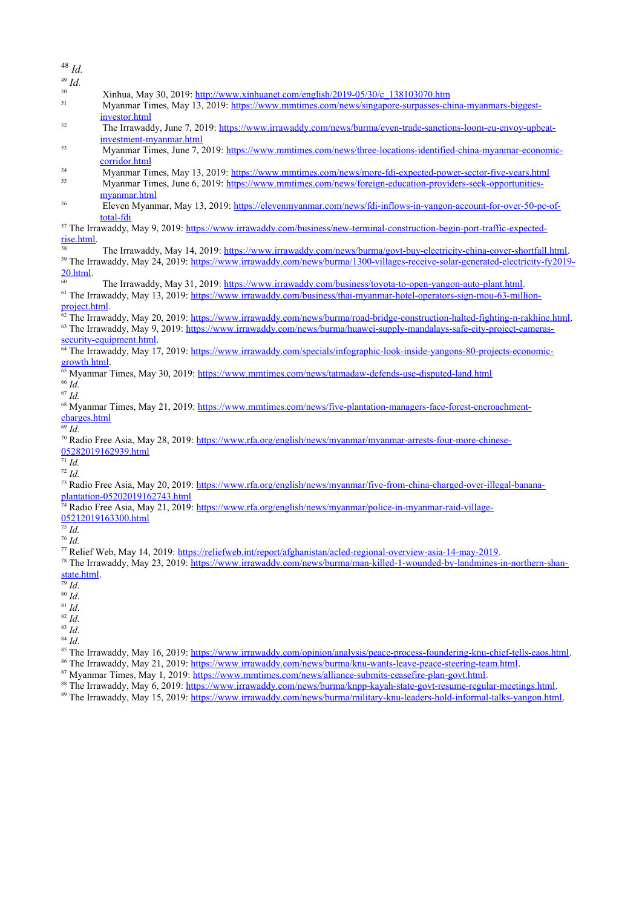[48] *Id.*

[49] *Id.*

[50] Xinhua, May 30, 2019: http://www.xinhuanet.com/english/2019-05/30/c_138103070.htm

[51] Myanmar Times, May 13, 2019: https://www.mmtimes.com/news/singapore-surpasses-china-myanmars-biggest-investor.html

[52] The Irrawaddy, June 7, 2019: https://www.irrawaddy.com/news/burma/even-trade-sanctions-loom-eu-envoy-upbeat-investment-myanmar.html

[53] Myanmar Times, June 7, 2019: https://www.mmtimes.com/news/three-locations-identified-china-myanmar-economic-corridor.html

[54] Myanmar Times, May 13, 2019: https://www.mmtimes.com/news/more-fdi-expected-power-sector-five-years.html

[55] Myanmar Times, June 6, 2019: https://www.mmtimes.com/news/foreign-education-providers-seek-opportunities-myanmar.html

[56] Eleven Myanmar, May 13, 2019: https://elevenmyanmar.com/news/fdi-inflows-in-yangon-account-for-over-50-pc-of-total-fdi

[57] The Irrawaddy, May 9, 2019: https://www.irrawaddy.com/business/new-terminal-construction-begin-port-traffic-expected-rise.html.

[58] The Irrawaddy, May 14, 2019: https://www.irrawaddy.com/news/burma/govt-buy-electricity-china-cover-shortfall.html.

[59] The Irrawaddy, May 24, 2019: https://www.irrawaddy.com/news/burma/1300-villages-receive-solar-generated-electricity-fy2019-20.html.

[60] The Irrawaddy, May 31, 2019: https://www.irrawaddy.com/business/toyota-to-open-yangon-auto-plant.html.

[61] The Irrawaddy, May 13, 2019: https://www.irrawaddy.com/business/thai-myanmar-hotel-operators-sign-mou-63-million-project.html.

[62] The Irrawaddy, May 20, 2019: https://www.irrawaddy.com/news/burma/road-bridge-construction-halted-fighting-n-rakhine.html.

[63] The Irrawaddy, May 9, 2019: https://www.irrawaddy.com/news/burma/huawei-supply-mandalays-safe-city-project-cameras-security-equipment.html.

[64] The Irrawaddy, May 17, 2019: https://www.irrawaddy.com/specials/infographic-look-inside-yangons-80-projects-economic-growth.html.

[65] Myanmar Times, May 30, 2019: https://www.mmtimes.com/news/tatmadaw-defends-use-disputed-land.html

[66] *Id.*

[67] *Id.*

[68] Myanmar Times, May 21, 2019: https://www.mmtimes.com/news/five-plantation-managers-face-forest-encroachment-charges.html

[69] *Id.*

[70] Radio Free Asia, May 28, 2019: https://www.rfa.org/english/news/myanmar/myanmar-arrests-four-more-chinese-05282019162939.html

[71] *Id.*

[72] *Id.*

[73] Radio Free Asia, May 20, 2019: https://www.rfa.org/english/news/myanmar/five-from-china-charged-over-illegal-banana-plantation-05202019162743.html

[74] Radio Free Asia, May 21, 2019: https://www.rfa.org/english/news/myanmar/police-in-myanmar-raid-village-05212019163300.html

[75] *Id.*

[76] *Id.*

[77] Relief Web, May 14, 2019: https://reliefweb.int/report/afghanistan/acled-regional-overview-asia-14-may-2019.

[78] The Irrawaddy, May 23, 2019: https://www.irrawaddy.com/news/burma/man-killed-1-wounded-by-landmines-in-northern-shan-state.html.

[79] *Id*.

[80] *Id*.

[81] *Id*.

[82] *Id*.

[83] *Id*.

[84] *Id*.

[85] The Irrawaddy, May 16, 2019: https://www.irrawaddy.com/opinion/analysis/peace-process-foundering-knu-chief-tells-eaos.html.

[86] The Irrawaddy, May 21, 2019: https://www.irrawaddy.com/news/burma/knu-wants-leave-peace-steering-team.html.

[87] Myanmar Times, May 1, 2019: https://www.mmtimes.com/news/alliance-submits-ceasefire-plan-govt.html.

[88] The Irrawaddy, May 6, 2019: https://www.irrawaddy.com/news/burma/knpp-kayah-state-govt-resume-regular-meetings.html.

[89] The Irrawaddy, May 15, 2019: https://www.irrawaddy.com/news/burma/military-knu-leaders-hold-informal-talks-yangon.html.